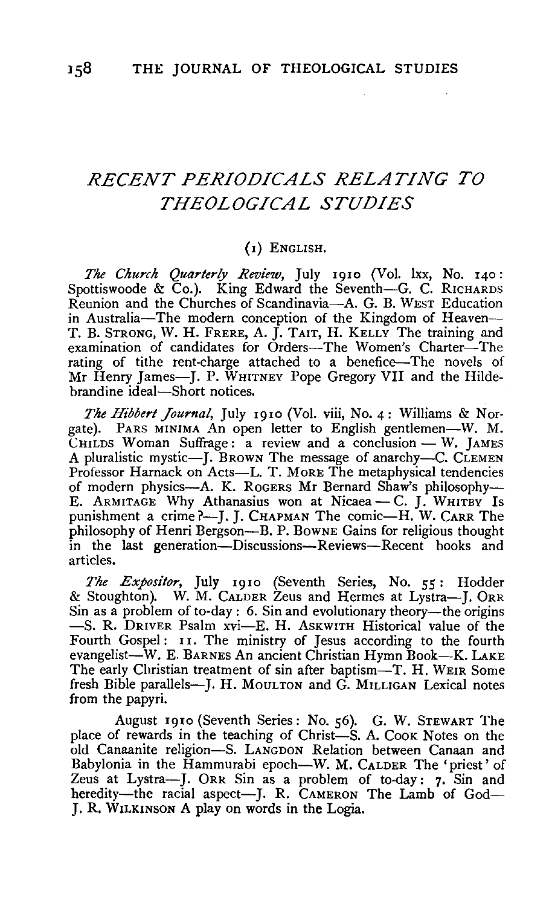# *RECENT PERIODICALS RELATING TO THEOLOGICAL STUDIES*

## (1) ENGLISH.

*The Church Quarterly Review*, July 1910 (Vol. lxx, No. 140: Spottiswoode & Co.). King Edward the Seventh—G. C. RICHARDS Reunion and the Churches of Scandinavia—A. G. B. WEST Education in Australia—The modern conception of the Kingdom of Heaven—T. B. STRONG, W. H. FRERE, A. J. TAIT, H. KELLY The training and examination of candidates for Orders—The Women's Charter—The rating of tithe rent-charge attached to a benefice—The novels of Mr Henry James—J. P. WHITNEY Pope Gregory VII and the Hildebrandine ideal—Short notices.

*The Hibbert Journal*, July 1910 (Vol. viii, No. 4: Williams & Norgate). PARS MINIMA An open letter to English gentlemen—W. M. CHILDS Woman Suffrage: a review and a conclusion — W. JAMES A pluralistic mystic—J. BROWN The message of anarchy—C. CLEMEN Professor Harnack on Acts—L. T. MORE The metaphysical tendencies of modern physics—A. K. ROGERS Mr Bernard Shaw's philosophy—E. ARMITAGE Why Athanasius won at Nicaea — C. J. WHITBY Is punishment a crime?—J. J. CHAPMAN The comic—H. W. CARR The philosophy of Henri Bergson—B. P. BOWNE Gains for religious thought in the last generation—Discussions—Reviews—Recent books and articles.

*The Expositor*, July 1910 (Seventh Series, No. 55: Hodder & Stoughton). W. M. CALDER Zeus and Hermes at Lystra—J. ORR Sin as a problem of to-day: 6. Sin and evolutionary theory—the origins—S. R. DRIVER Psalm xvi—E. H. ASKWITH Historical value of the Fourth Gospel: 11. The ministry of Jesus according to the fourth evangelist—W. E. BARNES An ancient Christian Hymn Book—K. LAKE The early Christian treatment of sin after baptism—T. H. WEIR Some fresh Bible parallels—J. H. MOULTON and G. MILLIGAN Lexical notes from the papyri.

August 1910 (Seventh Series: No. 56). G. W. STEWART The place of rewards in the teaching of Christ—S. A. COOK Notes on the old Canaanite religion—S. LANGDON Relation between Canaan and Babylonia in the Hammurabi epoch—W. M. CALDER The 'priest' of Zeus at Lystra—J. ORR Sin as a problem of to-day: 7. Sin and heredity—the racial aspect—J. R. CAMERON The Lamb of God—J. R. WILKINSON A play on words in the Logia.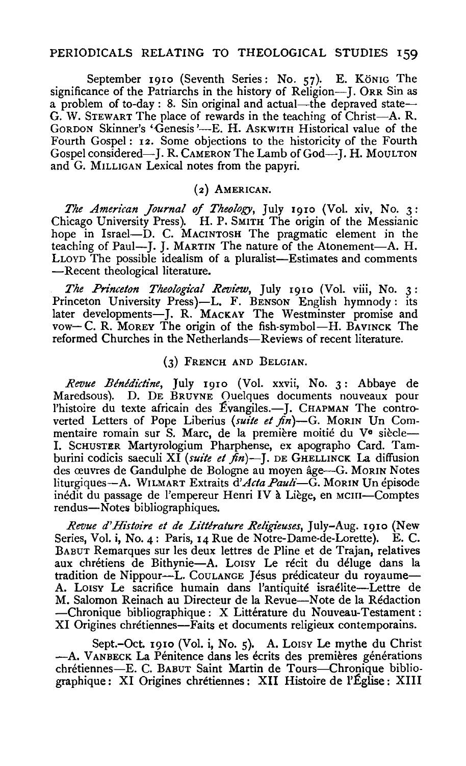September 1910 (Seventh Series: No. 57). E. KÖNIG The significance of the Patriarchs in the history of Religion—J. ORR Sin as a problem of to-day: 8. Sin original and actual—the depraved state—G. W. STEWART The place of rewards in the teaching of Christ—A. R. GORDON Skinner's 'Genesis'—E. H. ASKWITH Historical value of the Fourth Gospel: 12. Some objections to the historicity of the Fourth Gospel considered—J. R. CAMERON The Lamb of God—J. H. MOULTON and G. MILLIGAN Lexical notes from the papyri.

### (2) AMERICAN.

*The American Journal of Theology*, July 1910 (Vol. xiv, No. 3: Chicago University Press). H. P. SMITH The origin of the Messianic hope in Israel—D. C. MACINTOSH The pragmatic element in the teaching of Paul—J. J. MARTIN The nature of the Atonement—A. H. LLOYD The possible idealism of a pluralist—Estimates and comments—Recent theological literature.

*The Princeton Theological Review*, July 1910 (Vol. viii, No. 3: Princeton University Press)—L. F. BENSON English hymnody: its later developments—J. R. MACKAY The Westminster promise and vow—C. R. MOREY The origin of the fish-symbol—H. BAVINCK The reformed Churches in the Netherlands—Reviews of recent literature.

### (3) FRENCH AND BELGIAN.

*Revue Bénédictine*, July 1910 (Vol. xxvii, No. 3: Abbaye de Maredsous). D. DE BRUYNE Quelques documents nouveaux pour l'histoire du texte africain des Évangiles.—J. CHAPMAN The controverted Letters of Pope Liberius (*suite et fin*)—G. MORIN Un Commentaire romain sur S. Marc, de la première moitié du V$^{e}$ siècle—I. SCHUSTER Martyrologium Pharphense, ex apographo Card. Tamburini codicis saeculi XI (*suite et fin*)—J. DE GHELLINCK La diffusion des œuvres de Gandulphe de Bologne au moyen âge—G. MORIN Notes liturgiques—A. WILMART Extraits d'*Acta Pauli*—G. MORIN Un épisode inédit du passage de l'empereur Henri IV à Liège, en MCIII—Comptes rendus—Notes bibliographiques.

*Revue d'Histoire et de Littérature Religieuses*, July–Aug. 1910 (New Series, Vol. i, No. 4: Paris, 14 Rue de Notre-Dame-de-Lorette). E. C. BABUT Remarques sur les deux lettres de Pline et de Trajan, relatives aux chrétiens de Bithynie—A. LOISY Le récit du déluge dans la tradition de Nippour—L. COULANGE Jésus prédicateur du royaume—A. LOISY Le sacrifice humain dans l'antiquité israélite—Lettre de M. Salomon Reinach au Directeur de la Revue—Note de la Rédaction—Chronique bibliographique: X Littérature du Nouveau-Testament: XI Origines chrétiennes—Faits et documents religieux contemporains.

Sept.–Oct. 1910 (Vol. i, No. 5). A. LOISY Le mythe du Christ—A. VANBECK La Pénitence dans les écrits des premières générations chrétiennes—E. C. BABUT Saint Martin de Tours—Chronique bibliographique: XI Origines chrétiennes: XII Histoire de l'Église: XIII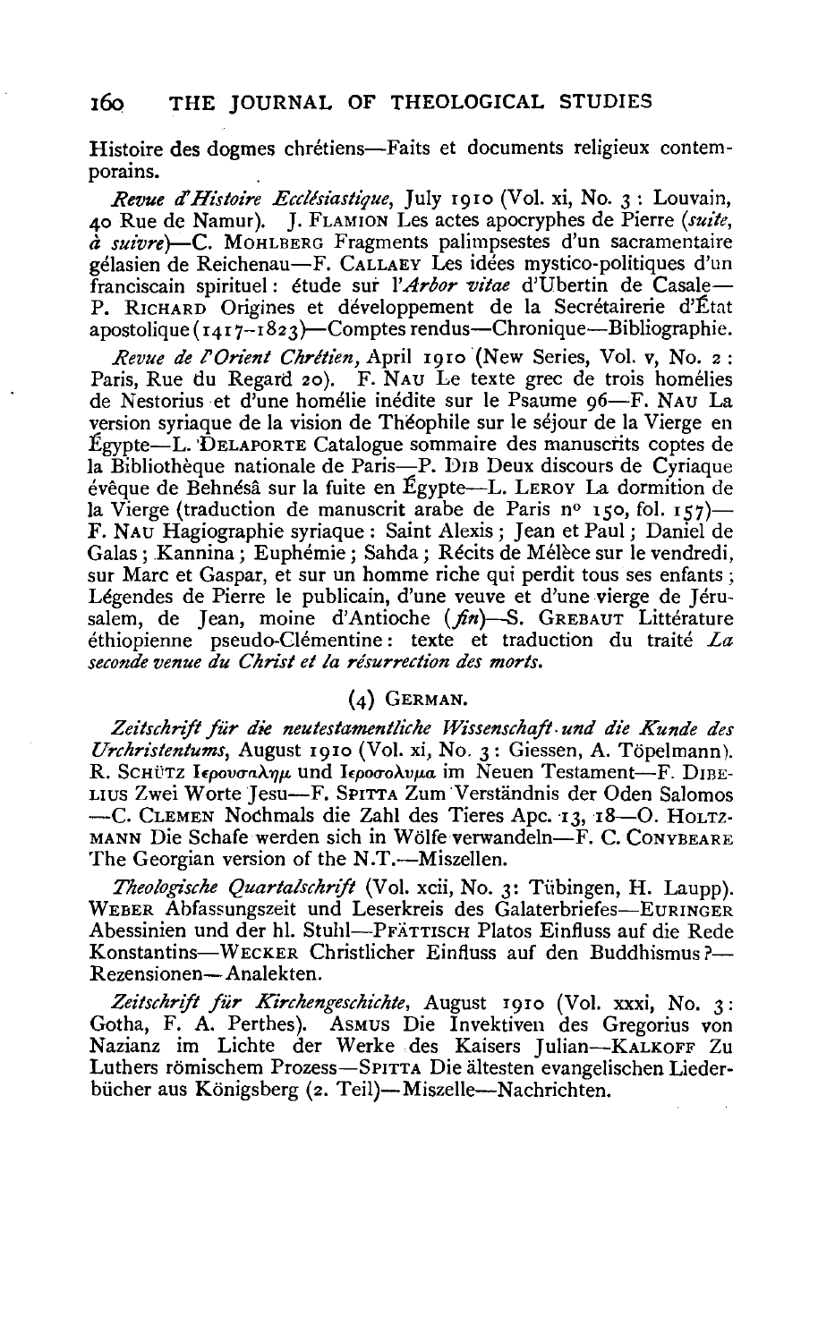Histoire des dogmes chrétiens—Faits et documents religieux contemporains.

*Revue d'Histoire Ecclésiastique*, July 1910 (Vol. xi, No. 3: Louvain, 40 Rue de Namur). J. Flamion Les actes apocryphes de Pierre (*suite, à suivre*)—C. Mohlberg Fragments palimpsestes d'un sacramentaire gélasien de Reichenau—F. Callaey Les idées mystico-politiques d'un franciscain spirituel: étude sur l'*Arbor vitae* d'Ubertin de Casale—P. Richard Origines et développement de la Secrétairerie d'État apostolique (1417–1823)—Comptes rendus—Chronique—Bibliographie.

*Revue de l'Orient Chrétien*, April 1910 (New Series, Vol. v, No. 2: Paris, Rue du Regard 20). F. Nau Le texte grec de trois homélies de Nestorius et d'une homélie inédite sur le Psaume 96—F. Nau La version syriaque de la vision de Théophile sur le séjour de la Vierge en Égypte—L. Delaporte Catalogue sommaire des manuscrits coptes de la Bibliothèque nationale de Paris—P. Dib Deux discours de Cyriaque évêque de Behnésâ sur la fuite en Égypte—L. Leroy La dormition de la Vierge (traduction de manuscrit arabe de Paris nº 150, fol. 157)—F. Nau Hagiographie syriaque: Saint Alexis; Jean et Paul; Daniel de Galas; Kannina; Euphémie; Sahda; Récits de Mélèce sur le vendredi, sur Marc et Gaspar, et sur un homme riche qui perdit tous ses enfants; Légendes de Pierre le publicain, d'une veuve et d'une vierge de Jérusalem, de Jean, moine d'Antioche (*fin*)—S. Grebaut Littérature éthiopienne pseudo-Clémentine: texte et traduction du traité *La seconde venue du Christ et la résurrection des morts.*

## (4) German.

*Zeitschrift für die neutestamentliche Wissenschaft und die Kunde des Urchristentums*, August 1910 (Vol. xi, No. 3: Giessen, A. Töpelmann). R. Schütz Ἰερουσαλήμ und Ἰεροσόλυμα im Neuen Testament—F. Dibelius Zwei Worte Jesu—F. Spitta Zum Verständnis der Oden Salomos—C. Clemen Nochmals die Zahl des Tieres Apc. 13, 18—O. Holtzmann Die Schafe werden sich in Wölfe verwandeln—F. C. Conybeare The Georgian version of the N.T.—Miszellen.

*Theologische Quartalschrift* (Vol. xcii, No. 3: Tübingen, H. Laupp). Weber Abfassungszeit und Leserkreis des Galaterbriefes—Euringer Abessinien und der hl. Stuhl—Pfättisch Platos Einfluss auf die Rede Konstantins—Wecker Christlicher Einfluss auf den Buddhismus?—Rezensionen—Analekten.

*Zeitschrift für Kirchengeschichte*, August 1910 (Vol. xxxi, No. 3: Gotha, F. A. Perthes). Asmus Die Invektiven des Gregorius von Nazianz im Lichte der Werke des Kaisers Julian—Kalkoff Zu Luthers römischem Prozess—Spitta Die ältesten evangelischen Liederbücher aus Königsberg (2. Teil)—Miszelle—Nachrichten.